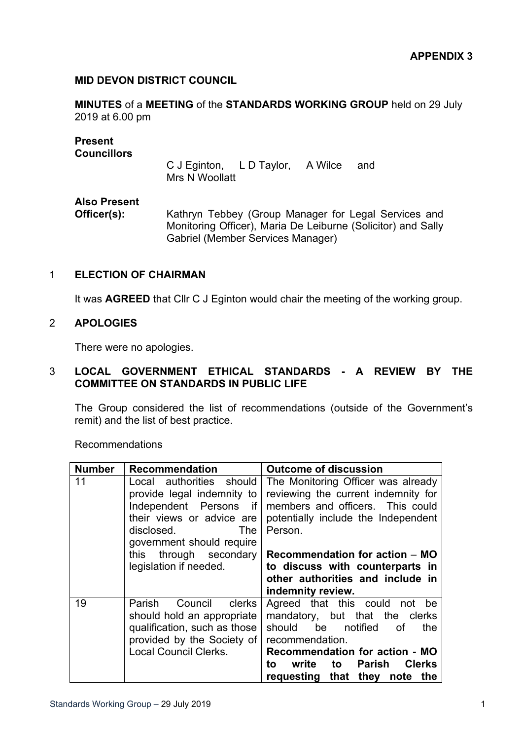**APPENDIX 3**

**MID DEVON DISTRICT COUNCIL**

**MINUTES** of a **MEETING** of the **STANDARDS WORKING GROUP** held on 29 July 2019 at 6.00 pm

**Present Councillors**

C J Eginton, L D Taylor, A Wilce and Mrs N Woollatt

**Also Present Officer(s):** Kathryn Tebbey (Group Manager for Legal Services and Monitoring Officer), Maria De Leiburne (Solicitor) and Sally Gabriel (Member Services Manager)

## 1 ELECTION OF CHAIRMAN

It was **AGREED** that Cllr C J Eginton would chair the meeting of the working group.

## 2 APOLOGIES

There were no apologies.

## 3 LOCAL GOVERNMENT ETHICAL STANDARDS - A REVIEW BY THE COMMITTEE ON STANDARDS IN PUBLIC LIFE

The Group considered the list of recommendations (outside of the Government's remit) and the list of best practice.

Recommendations

| Number | Recommendation | Outcome of discussion |
|---|---|---|
| 11 | Local authorities should provide legal indemnity to Independent Persons if their views or advice are disclosed. The government should require this through secondary legislation if needed. | The Monitoring Officer was already reviewing the current indemnity for members and officers. This could potentially include the Independent Person.<br><br>**Recommendation for action – MO to discuss with counterparts in other authorities and include in indemnity review.** |
| 19 | Parish Council clerks should hold an appropriate qualification, such as those provided by the Society of Local Council Clerks. | Agreed that this could not be mandatory, but that the clerks should be notified of the recommendation.<br>**Recommendation for action - MO to write to Parish Clerks requesting that they note the** |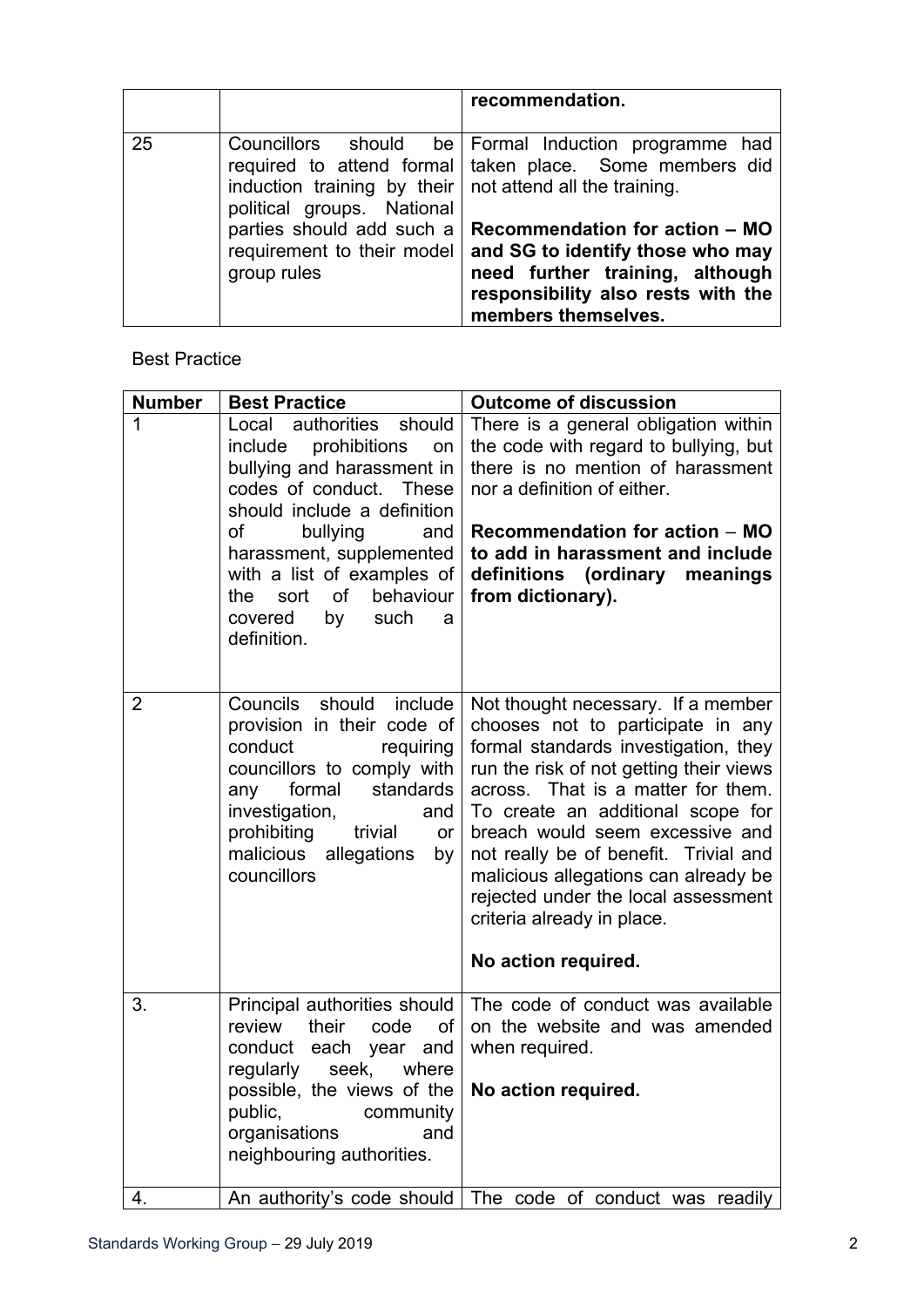| | | recommendation. |
|---|---|---|
| 25 | Councillors should be required to attend formal induction training by their political groups. National parties should add such a requirement to their model group rules | Formal Induction programme had taken place. Some members did not attend all the training.<br><br>**Recommendation for action – MO and SG to identify those who may need further training, although responsibility also rests with the members themselves.** |

Best Practice

| Number | Best Practice | Outcome of discussion |
|---|---|---|
| 1 | Local authorities should include prohibitions on bullying and harassment in codes of conduct. These should include a definition of bullying and harassment, supplemented with a list of examples of the sort of behaviour covered by such a definition. | There is a general obligation within the code with regard to bullying, but there is no mention of harassment nor a definition of either.<br><br>**Recommendation for action – MO to add in harassment and include definitions (ordinary meanings from dictionary).** |
| 2 | Councils should include provision in their code of conduct requiring councillors to comply with any formal standards investigation, and prohibiting trivial or malicious allegations by councillors | Not thought necessary. If a member chooses not to participate in any formal standards investigation, they run the risk of not getting their views across. That is a matter for them. To create an additional scope for breach would seem excessive and not really be of benefit. Trivial and malicious allegations can already be rejected under the local assessment criteria already in place.<br><br>**No action required.** |
| 3. | Principal authorities should review their code of conduct each year and regularly seek, where possible, the views of the public, community organisations and neighbouring authorities. | The code of conduct was available on the website and was amended when required.<br><br>**No action required.** |
| 4. | An authority's code should | The code of conduct was readily |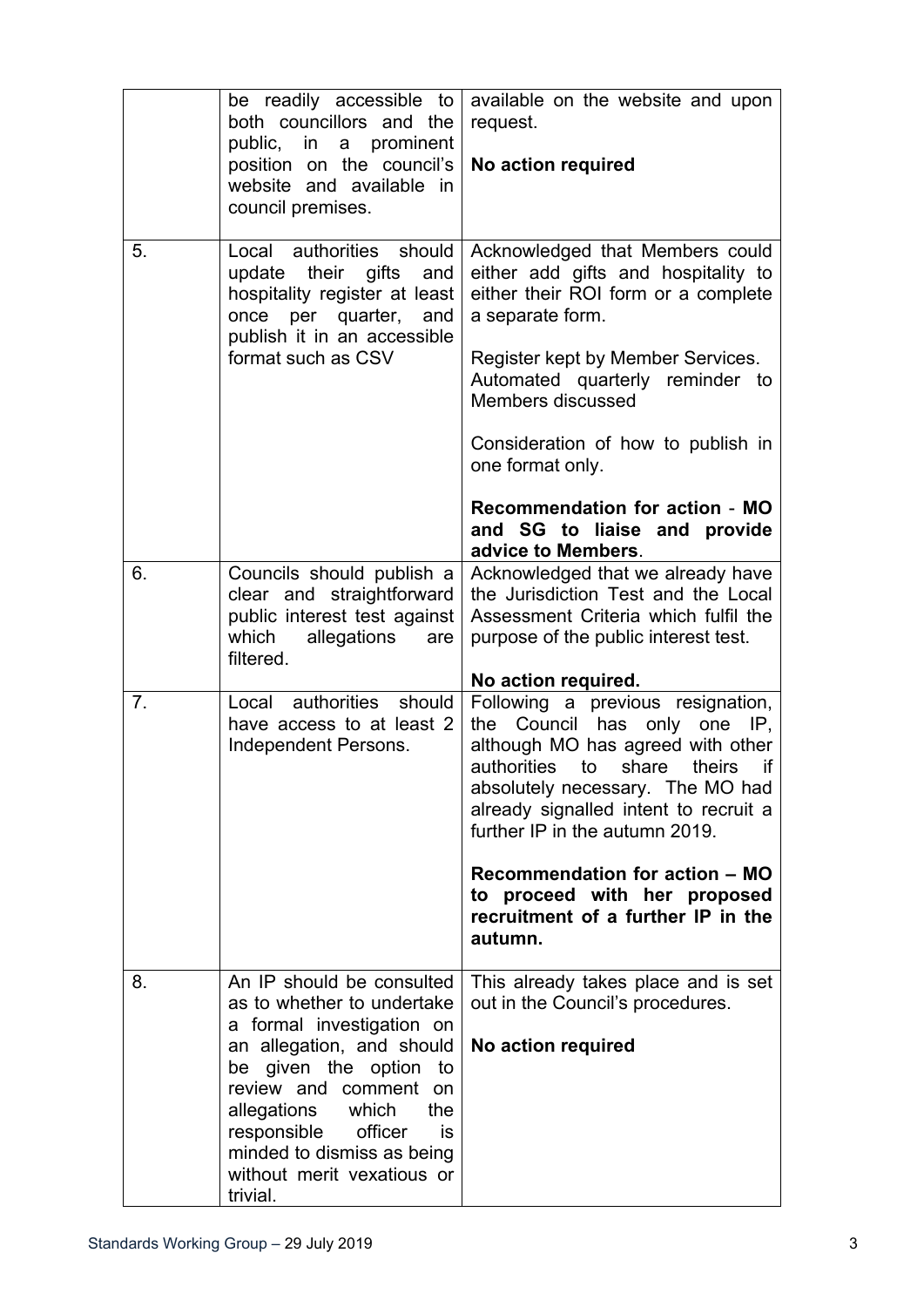| | | |
|---|---|---|
| | be readily accessible to both councillors and the public, in a prominent position on the council's website and available in council premises. | available on the website and upon request.<br><br>**No action required** |
| 5. | Local authorities should update their gifts and hospitality register at least once per quarter, and publish it in an accessible format such as CSV | Acknowledged that Members could either add gifts and hospitality to either their ROI form or a complete a separate form.<br><br>Register kept by Member Services. Automated quarterly reminder to Members discussed<br><br>Consideration of how to publish in one format only.<br><br>**Recommendation for action - MO and SG to liaise and provide advice to Members**. |
| 6. | Councils should publish a clear and straightforward public interest test against which allegations are filtered. | Acknowledged that we already have the Jurisdiction Test and the Local Assessment Criteria which fulfil the purpose of the public interest test.<br><br>**No action required.** |
| 7. | Local authorities should have access to at least 2 Independent Persons. | Following a previous resignation, the Council has only one IP, although MO has agreed with other authorities to share theirs if absolutely necessary. The MO had already signalled intent to recruit a further IP in the autumn 2019.<br><br>**Recommendation for action – MO to proceed with her proposed recruitment of a further IP in the autumn.** |
| 8. | An IP should be consulted as to whether to undertake a formal investigation on an allegation, and should be given the option to review and comment on allegations which the responsible officer is minded to dismiss as being without merit vexatious or trivial. | This already takes place and is set out in the Council's procedures.<br><br>**No action required** |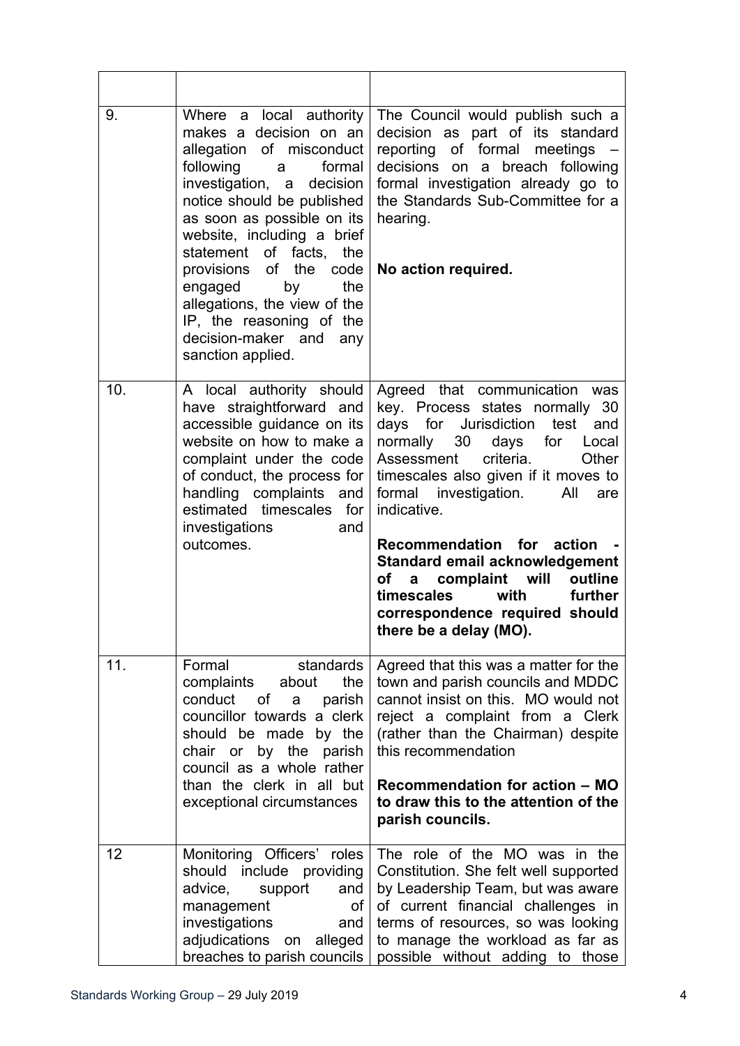| | | |
|---|---|---|
| 9. | Where a local authority makes a decision on an allegation of misconduct following a formal investigation, a decision notice should be published as soon as possible on its website, including a brief statement of facts, the provisions of the code engaged by the allegations, the view of the IP, the reasoning of the decision-maker and any sanction applied. | The Council would publish such a decision as part of its standard reporting of formal meetings – decisions on a breach following formal investigation already go to the Standards Sub-Committee for a hearing.<br><br>**No action required.** |
| 10. | A local authority should have straightforward and accessible guidance on its website on how to make a complaint under the code of conduct, the process for handling complaints and estimated timescales for investigations and outcomes. | Agreed that communication was key. Process states normally 30 days for Jurisdiction test and normally 30 days for Local Assessment criteria. Other timescales also given if it moves to formal investigation. All are indicative.<br><br>**Recommendation for action - Standard email acknowledgement of a complaint will outline timescales with further correspondence required should there be a delay (MO).** |
| 11. | Formal standards complaints about the conduct of a parish councillor towards a clerk should be made by the chair or by the parish council as a whole rather than the clerk in all but exceptional circumstances | Agreed that this was a matter for the town and parish councils and MDDC cannot insist on this. MO would not reject a complaint from a Clerk (rather than the Chairman) despite this recommendation<br><br>**Recommendation for action – MO to draw this to the attention of the parish councils.** |
| 12 | Monitoring Officers' roles should include providing advice, support and management of investigations and adjudications on alleged breaches to parish councils | The role of the MO was in the Constitution. She felt well supported by Leadership Team, but was aware of current financial challenges in terms of resources, so was looking to manage the workload as far as possible without adding to those |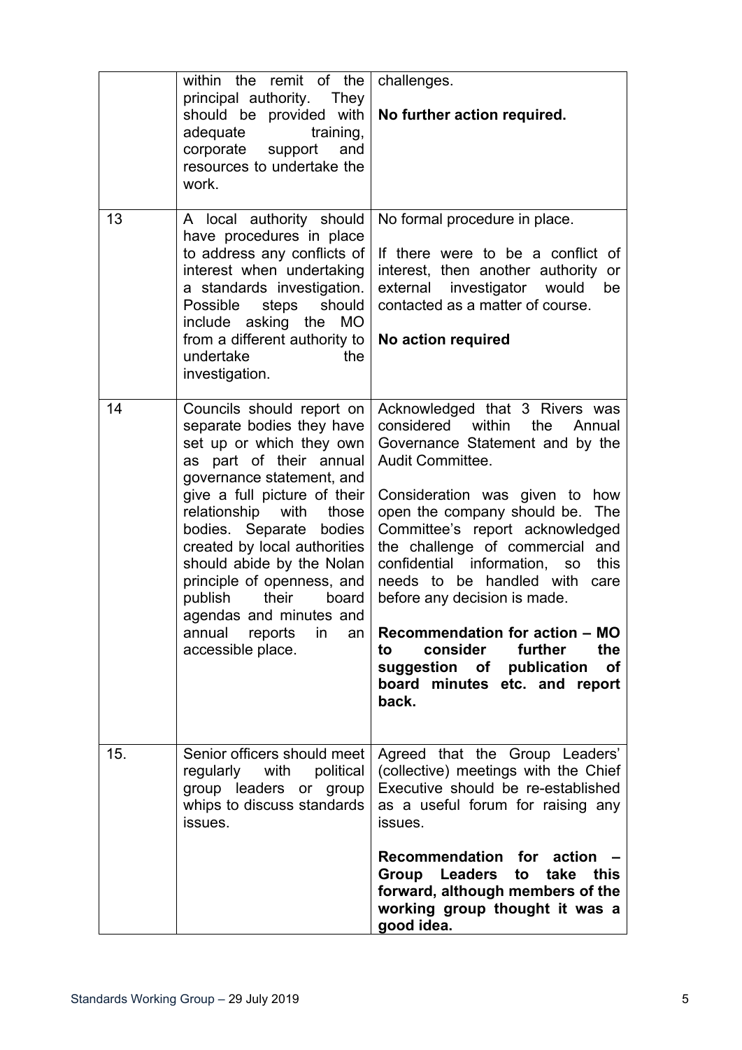| | | |
|---|---|---|
| | within the remit of the principal authority. They should be provided with adequate training, corporate support and resources to undertake the work. | challenges.<br><br>**No further action required.** |
| 13 | A local authority should have procedures in place to address any conflicts of interest when undertaking a standards investigation. Possible steps should include asking the MO from a different authority to undertake the investigation. | No formal procedure in place.<br><br>If there were to be a conflict of interest, then another authority or external investigator would be contacted as a matter of course.<br><br>**No action required** |
| 14 | Councils should report on separate bodies they have set up or which they own as part of their annual governance statement, and give a full picture of their relationship with those bodies. Separate bodies created by local authorities should abide by the Nolan principle of openness, and publish their board agendas and minutes and annual reports in an accessible place. | Acknowledged that 3 Rivers was considered within the Annual Governance Statement and by the Audit Committee.<br><br>Consideration was given to how open the company should be. The Committee's report acknowledged the challenge of commercial and confidential information, so this needs to be handled with care before any decision is made.<br><br>**Recommendation for action – MO to consider further the suggestion of publication of board minutes etc. and report back.** |
| 15. | Senior officers should meet regularly with political group leaders or group whips to discuss standards issues. | Agreed that the Group Leaders' (collective) meetings with the Chief Executive should be re-established as a useful forum for raising any issues.<br><br>**Recommendation for action – Group Leaders to take this forward, although members of the working group thought it was a good idea.** |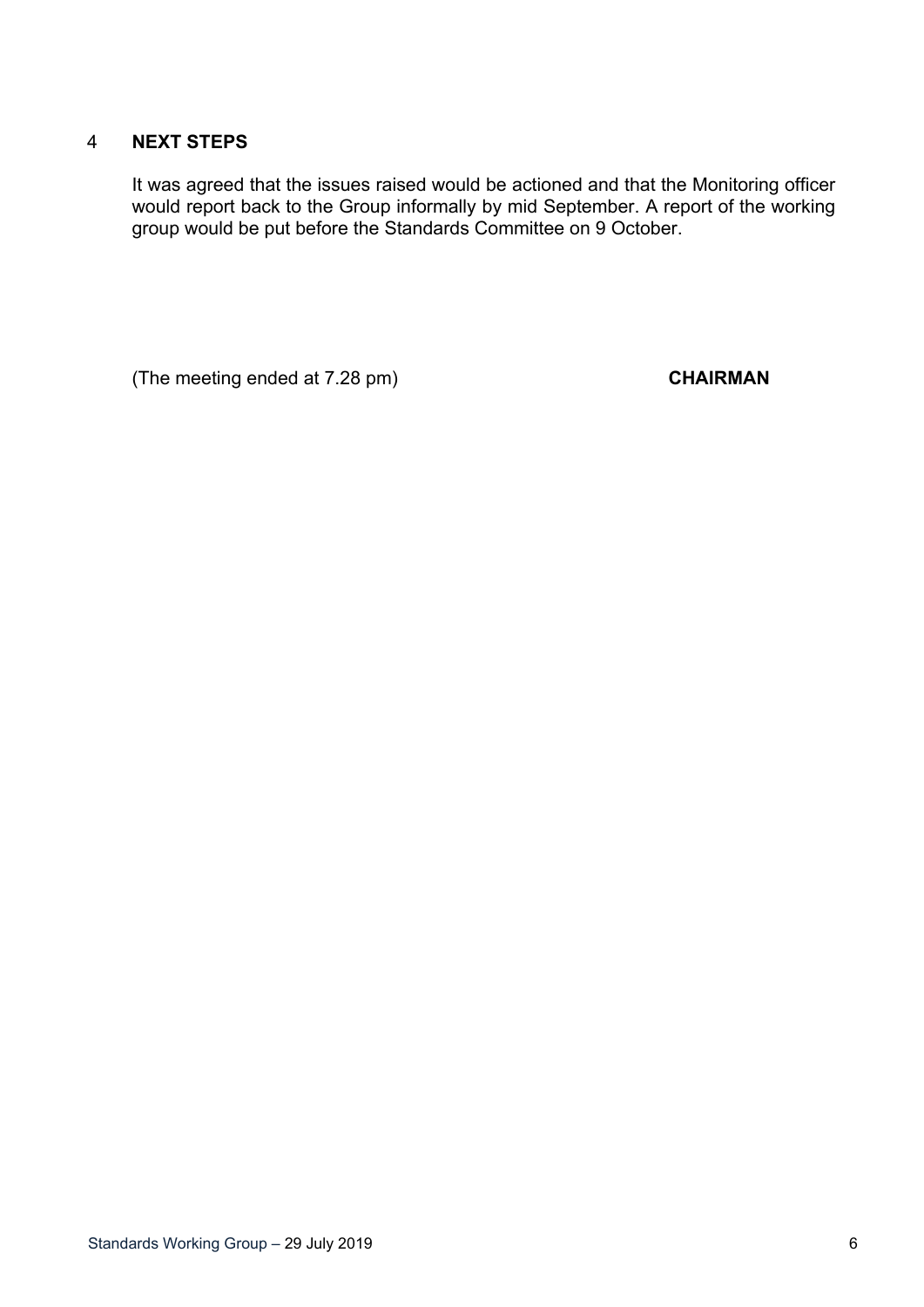## 4 NEXT STEPS

It was agreed that the issues raised would be actioned and that the Monitoring officer would report back to the Group informally by mid September. A report of the working group would be put before the Standards Committee on 9 October.

(The meeting ended at 7.28 pm) **CHAIRMAN**